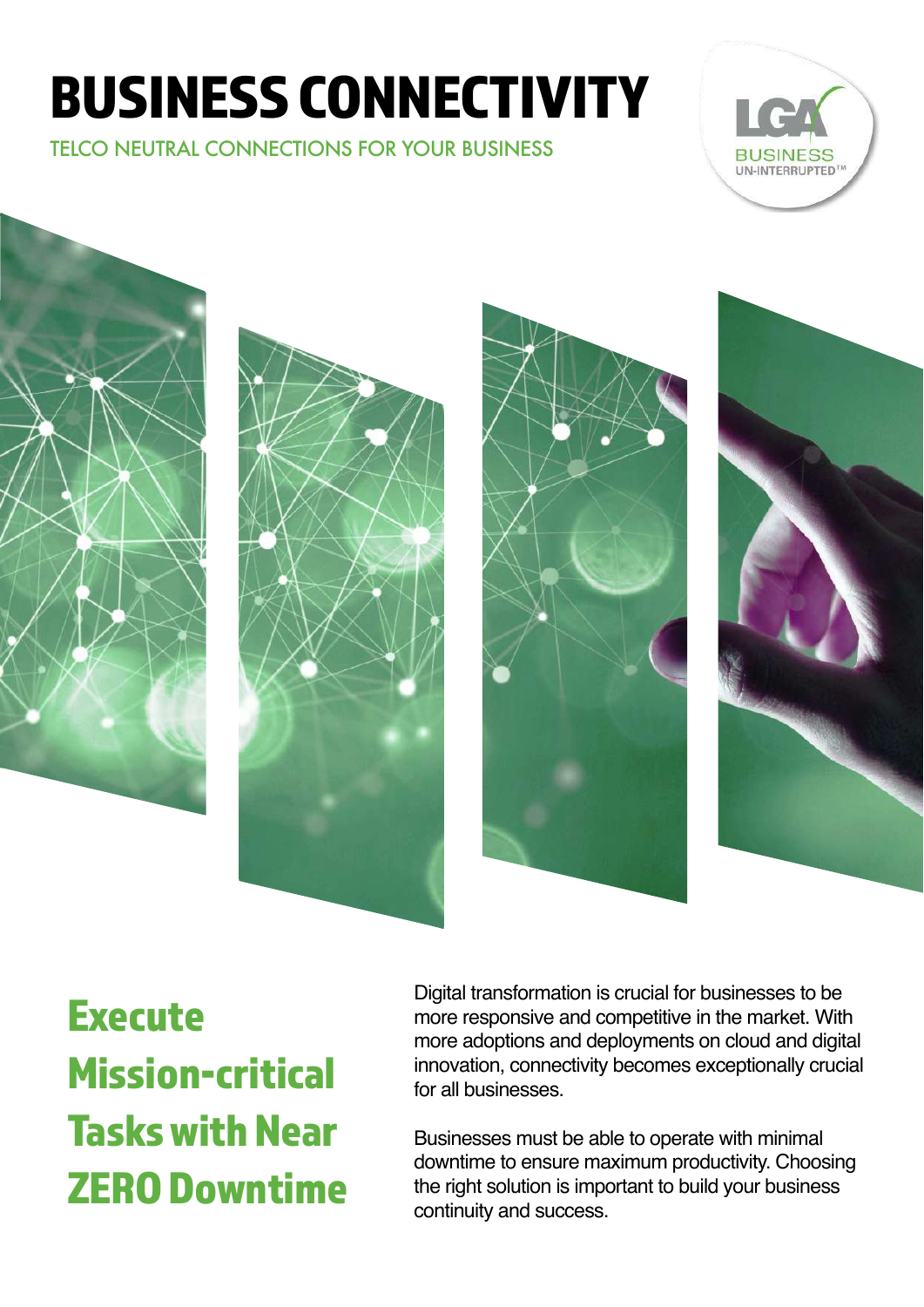# BUSINESS CONNECTIVITY

TELCO NEUTRAL CONNECTIONS FOR YOUR BUSINESS

LGA BUSINESS UN-INTERRUPTED™

## Execute Mission-critical Tasks with Near ZERO Downtime

Digital transformation is crucial for businesses to be more responsive and competitive in the market. With more adoptions and deployments on cloud and digital innovation, connectivity becomes exceptionally crucial for all businesses.

Businesses must be able to operate with minimal downtime to ensure maximum productivity. Choosing the right solution is important to build your business continuity and success.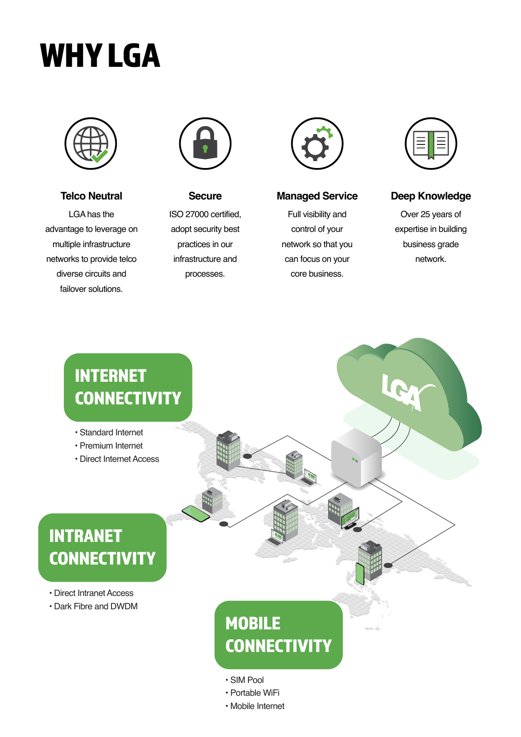# WHY LGA

### Telco Neutral

LGA has the advantage to leverage on multiple infrastructure networks to provide telco diverse circuits and failover solutions.

### Secure

ISO 27000 certified, adopt security best practices in our infrastructure and processes.

### Managed Service

Full visibility and control of your network so that you can focus on your core business.

### Deep Knowledge

Over 25 years of expertise in building business grade network.

## INTERNET CONNECTIVITY

- Standard Internet
- Premium Internet
- Direct Internet Access

## INTRANET CONNECTIVITY

- Direct Intranet Access
- Dark Fibre and DWDM

## MOBILE CONNECTIVITY

- SIM Pool
- Portable WiFi
- Mobile Internet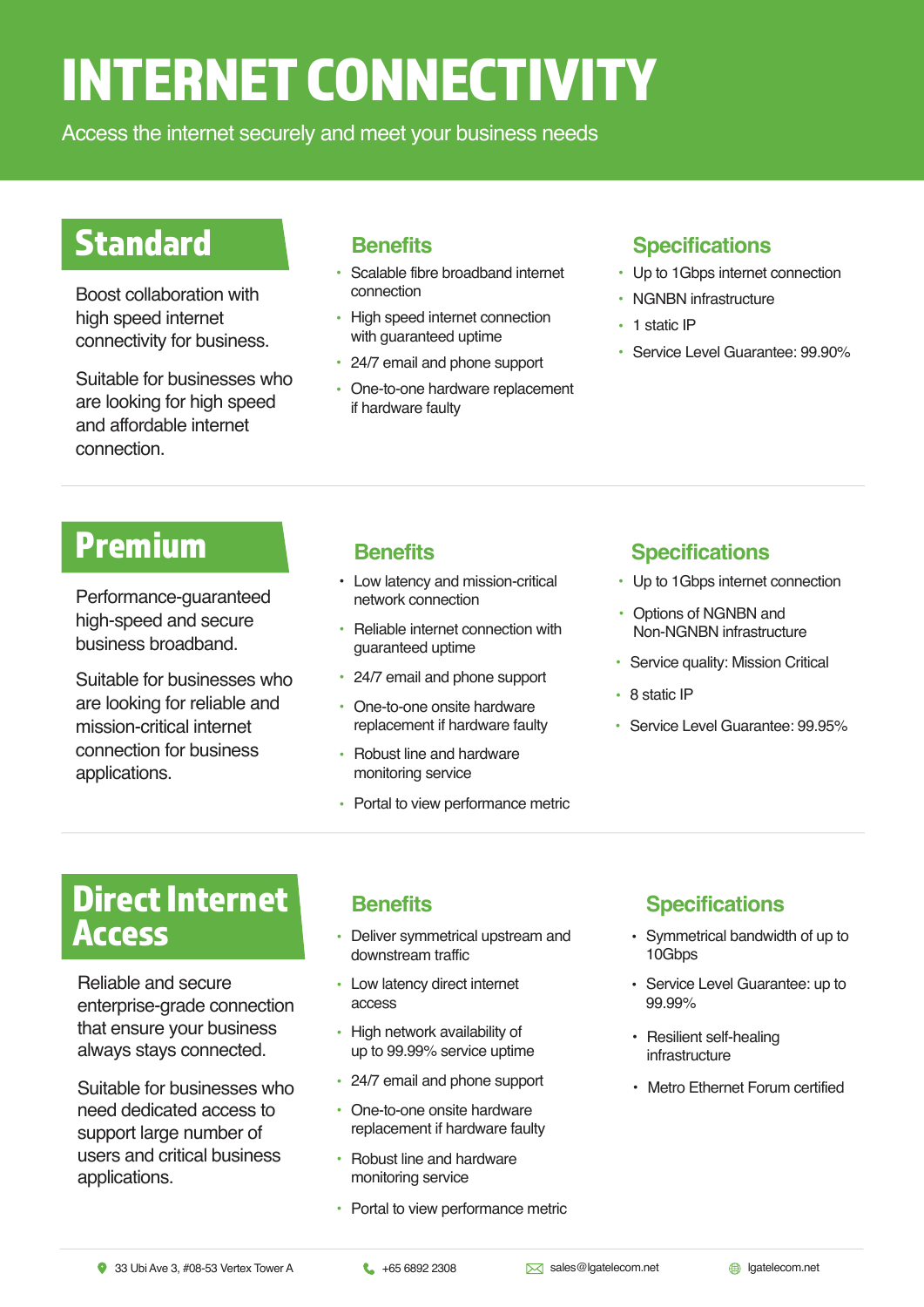# INTERNET CONNECTIVITY

Access the internet securely and meet your business needs

## Standard

Boost collaboration with high speed internet connectivity for business.

Suitable for businesses who are looking for high speed and affordable internet connection.

### Benefits

- Scalable fibre broadband internet connection
- High speed internet connection with guaranteed uptime
- 24/7 email and phone support
- One-to-one hardware replacement if hardware faulty

### Specifications

- Up to 1Gbps internet connection
- NGNBN infrastructure
- 1 static IP
- Service Level Guarantee: 99.90%

## Premium

Performance-guaranteed high-speed and secure business broadband.

Suitable for businesses who are looking for reliable and mission-critical internet connection for business applications.

### Benefits

- Low latency and mission-critical network connection
- Reliable internet connection with guaranteed uptime
- 24/7 email and phone support
- One-to-one onsite hardware replacement if hardware faulty
- Robust line and hardware monitoring service
- Portal to view performance metric

### Specifications

- Up to 1Gbps internet connection
- Options of NGNBN and Non-NGNBN infrastructure
- Service quality: Mission Critical
- 8 static IP
- Service Level Guarantee: 99.95%

## Direct Internet Access

Reliable and secure enterprise-grade connection that ensure your business always stays connected.

Suitable for businesses who need dedicated access to support large number of users and critical business applications.

### Benefits

- Deliver symmetrical upstream and downstream traffic
- Low latency direct internet access
- High network availability of up to 99.99% service uptime
- 24/7 email and phone support
- One-to-one onsite hardware replacement if hardware faulty
- Robust line and hardware monitoring service
- Portal to view performance metric

### Specifications

- Symmetrical bandwidth of up to 10Gbps
- Service Level Guarantee: up to 99.99%
- Resilient self-healing infrastructure
- Metro Ethernet Forum certified

33 Ubi Ave 3, #08-53 Vertex Tower A | +65 6892 2308 | sales@lgatelecom.net | lgatelecom.net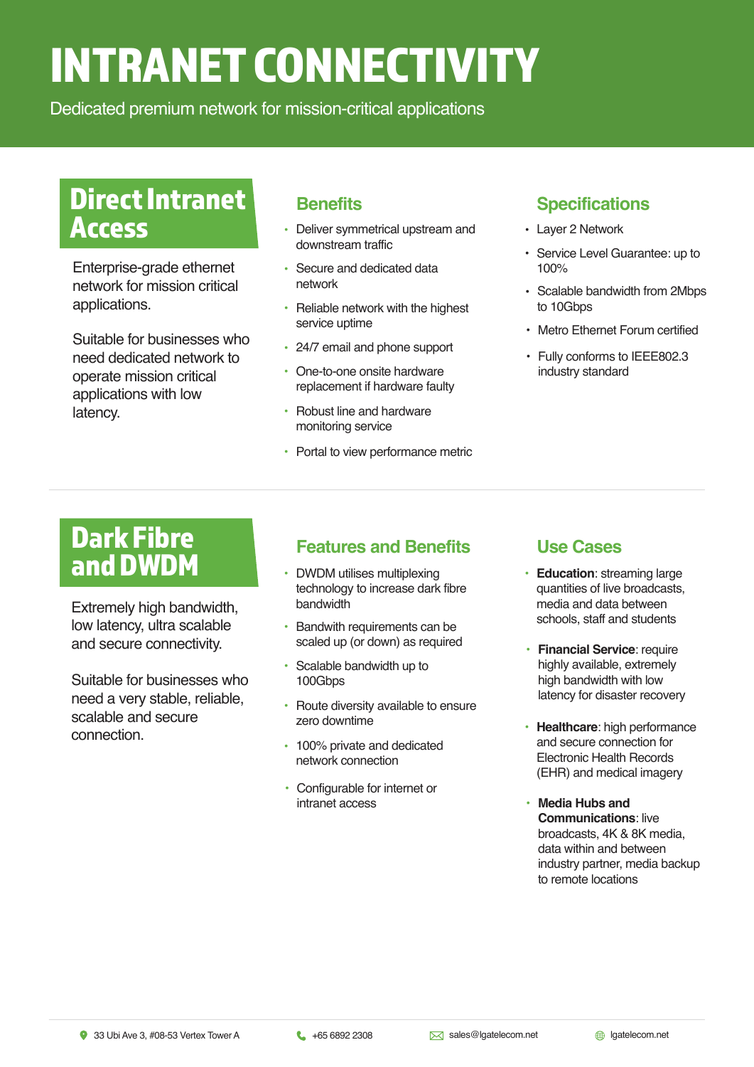# INTRANET CONNECTIVITY

Dedicated premium network for mission-critical applications

## Direct Intranet Access

Enterprise-grade ethernet network for mission critical applications.

Suitable for businesses who need dedicated network to operate mission critical applications with low latency.

### Benefits

- Deliver symmetrical upstream and downstream traffic
- Secure and dedicated data network
- Reliable network with the highest service uptime
- 24/7 email and phone support
- One-to-one onsite hardware replacement if hardware faulty
- Robust line and hardware monitoring service
- Portal to view performance metric

### Specifications

- Layer 2 Network
- Service Level Guarantee: up to 100%
- Scalable bandwidth from 2Mbps to 10Gbps
- Metro Ethernet Forum certified
- Fully conforms to IEEE802.3 industry standard

## Dark Fibre and DWDM

Extremely high bandwidth, low latency, ultra scalable and secure connectivity.

Suitable for businesses who need a very stable, reliable, scalable and secure connection.

### Features and Benefits

- DWDM utilises multiplexing technology to increase dark fibre bandwidth
- Bandwith requirements can be scaled up (or down) as required
- Scalable bandwidth up to 100Gbps
- Route diversity available to ensure zero downtime
- 100% private and dedicated network connection
- Configurable for internet or intranet access

### Use Cases

- **Education**: streaming large quantities of live broadcasts, media and data between schools, staff and students
- **Financial Service**: require highly available, extremely high bandwidth with low latency for disaster recovery
- **Healthcare**: high performance and secure connection for Electronic Health Records (EHR) and medical imagery
- **Media Hubs and Communications**: live broadcasts, 4K & 8K media, data within and between industry partner, media backup to remote locations

33 Ubi Ave 3, #08-53 Vertex Tower A | +65 6892 2308 | sales@lgatelecom.net | lgatelecom.net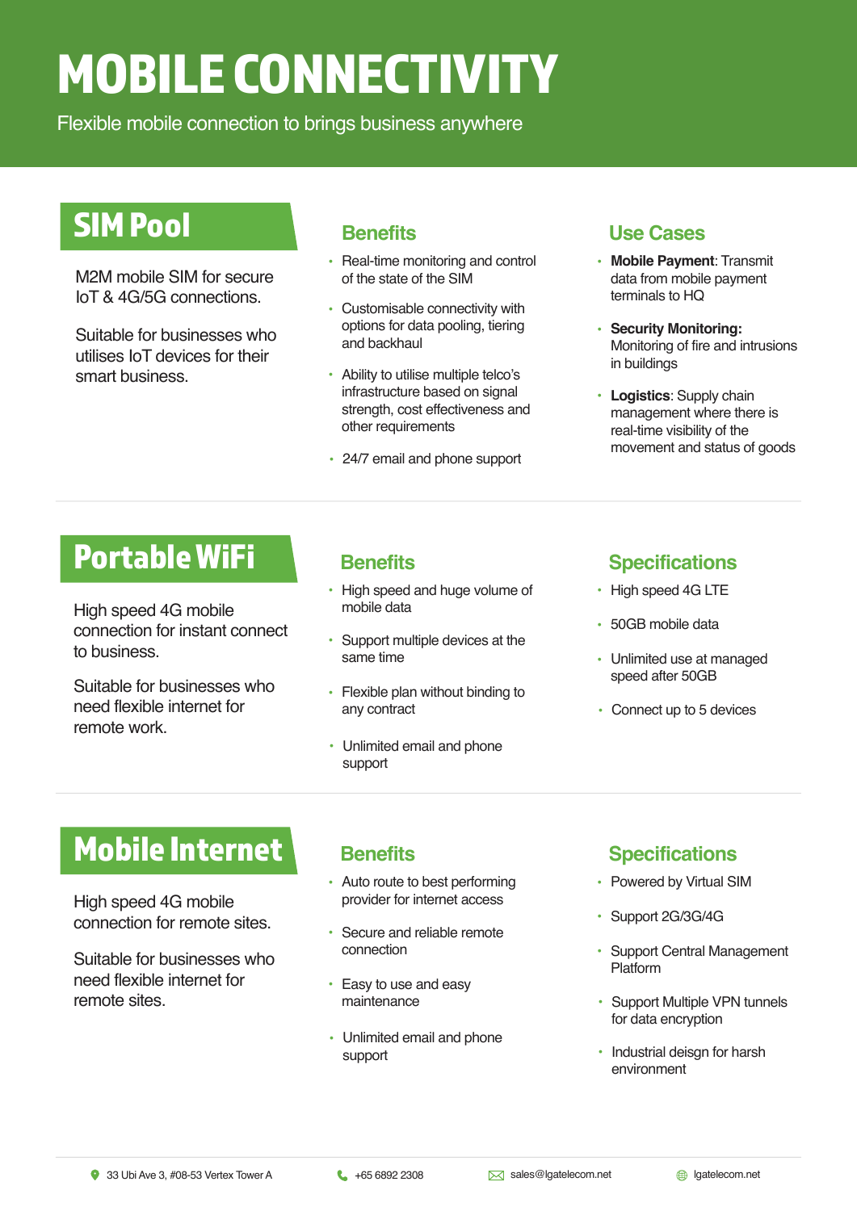# MOBILE CONNECTIVITY

Flexible mobile connection to brings business anywhere

## SIM Pool

M2M mobile SIM for secure IoT & 4G/5G connections.

Suitable for businesses who utilises IoT devices for their smart business.

### Benefits

- Real-time monitoring and control of the state of the SIM
- Customisable connectivity with options for data pooling, tiering and backhaul
- Ability to utilise multiple telco's infrastructure based on signal strength, cost effectiveness and other requirements
- 24/7 email and phone support

### Use Cases

- **Mobile Payment**: Transmit data from mobile payment terminals to HQ
- **Security Monitoring:** Monitoring of fire and intrusions in buildings
- **Logistics**: Supply chain management where there is real-time visibility of the movement and status of goods

## Portable WiFi

High speed 4G mobile connection for instant connect to business.

Suitable for businesses who need flexible internet for remote work.

### Benefits

- High speed and huge volume of mobile data
- Support multiple devices at the same time
- Flexible plan without binding to any contract
- Unlimited email and phone support

### Specifications

- High speed 4G LTE
- 50GB mobile data
- Unlimited use at managed speed after 50GB
- Connect up to 5 devices

## Mobile Internet

High speed 4G mobile connection for remote sites.

Suitable for businesses who need flexible internet for remote sites.

### Benefits

- Auto route to best performing provider for internet access
- Secure and reliable remote connection
- Easy to use and easy maintenance
- Unlimited email and phone support

### Specifications

- Powered by Virtual SIM
- Support 2G/3G/4G
- Support Central Management Platform
- Support Multiple VPN tunnels for data encryption
- Industrial deisgn for harsh environment

33 Ubi Ave 3, #08-53 Vertex Tower A | +65 6892 2308 | sales@lgatelecom.net | lgatelecom.net